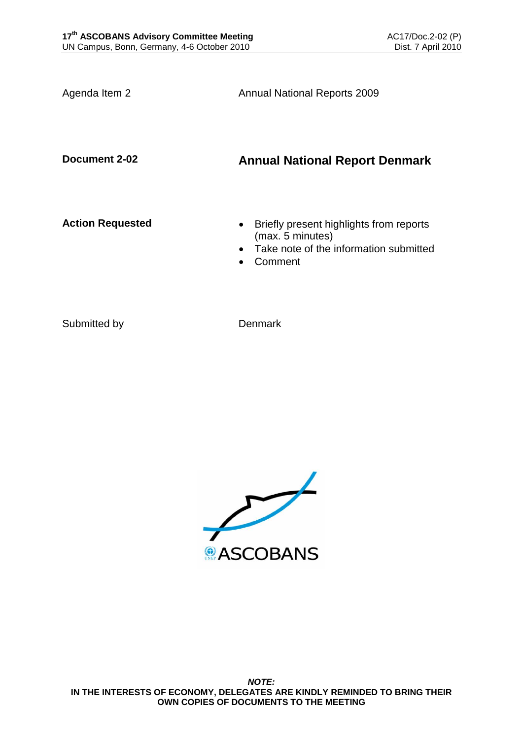Agenda Item 2 — Annual National Reports 2009

**Document 2-02** — **Annual National Report Denmark**

**Action Requested**

- Briefly present highlights from reports (max. 5 minutes)
- Take note of the information submitted
- Comment

Submitted by — Denmark

ASCOBANS

***NOTE:***

**IN THE INTERESTS OF ECONOMY, DELEGATES ARE KINDLY REMINDED TO BRING THEIR OWN COPIES OF DOCUMENTS TO THE MEETING**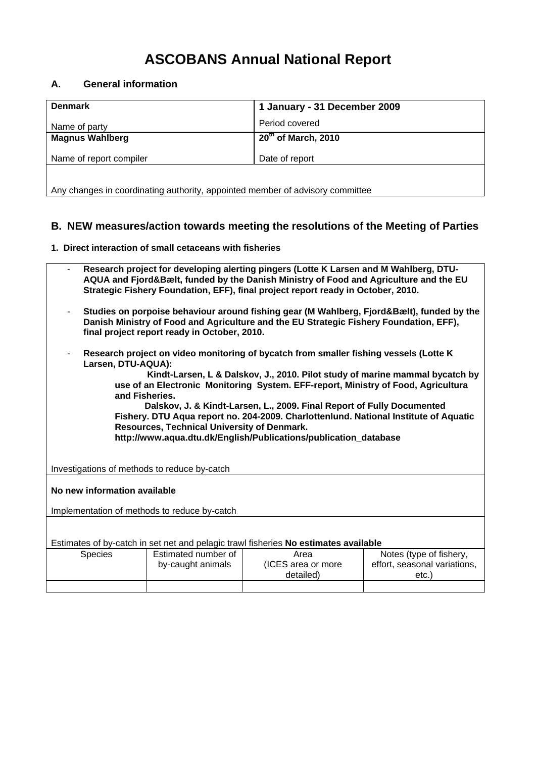# ASCOBANS Annual National Report

## A. General information

| **Denmark** | **1 January - 31 December 2009** |
|---|---|
| Name of party | Period covered |
| **Magnus Wahlberg** | **20th of March, 2010** |
| Name of report compiler | Date of report |

Any changes in coordinating authority, appointed member of advisory committee

## B. NEW measures/action towards meeting the resolutions of the Meeting of Parties

### 1. Direct interaction of small cetaceans with fisheries

- **Research project for developing alerting pingers (Lotte K Larsen and M Wahlberg, DTU-AQUA and Fjord&Bælt, funded by the Danish Ministry of Food and Agriculture and the EU Strategic Fishery Foundation, EFF), final project report ready in October, 2010.**
- **Studies on porpoise behaviour around fishing gear (M Wahlberg, Fjord&Bælt), funded by the Danish Ministry of Food and Agriculture and the EU Strategic Fishery Foundation, EFF), final project report ready in October, 2010.**
- **Research project on video monitoring of bycatch from smaller fishing vessels (Lotte K Larsen, DTU-AQUA):**
  - **Kindt-Larsen, L & Dalskov, J., 2010. Pilot study of marine mammal bycatch by use of an Electronic Monitoring System. EFF-report, Ministry of Food, Agricultura and Fisheries.**
  - **Dalskov, J. & Kindt-Larsen, L., 2009. Final Report of Fully Documented Fishery. DTU Aqua report no. 204-2009. Charlottenlund. National Institute of Aquatic Resources, Technical University of Denmark. http://www.aqua.dtu.dk/English/Publications/publication_database**

Investigations of methods to reduce by-catch

**No new information available**

Implementation of methods to reduce by-catch

Estimates of by-catch in set net and pelagic trawl fisheries **No estimates available**

| Species | Estimated number of by-caught animals | Area (ICES area or more detailed) | Notes (type of fishery, effort, seasonal variations, etc.) |
|---|---|---|---|
| | | | |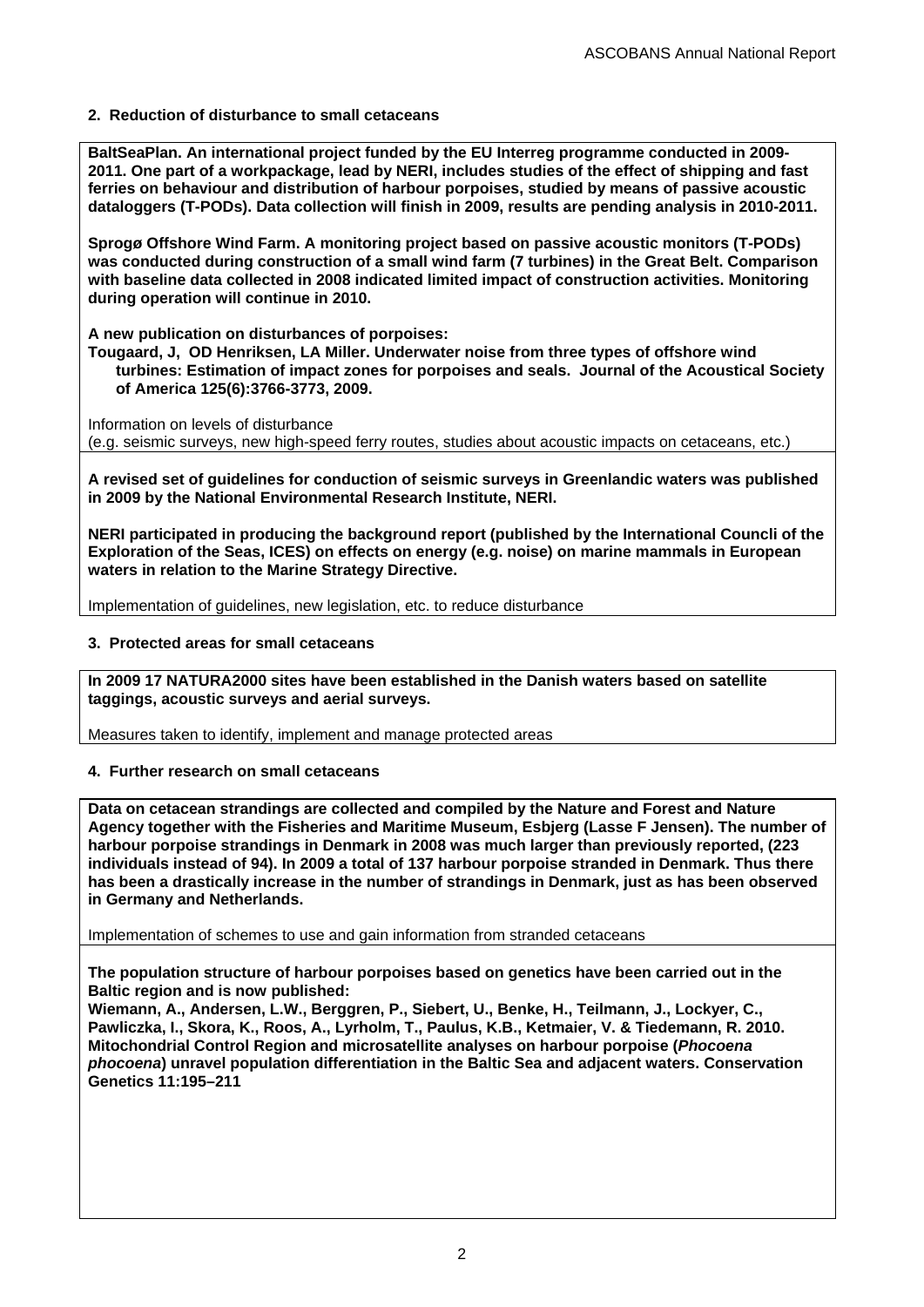## 2. Reduction of disturbance to small cetaceans

**BaltSeaPlan. An international project funded by the EU Interreg programme conducted in 2009-2011. One part of a workpackage, lead by NERI, includes studies of the effect of shipping and fast ferries on behaviour and distribution of harbour porpoises, studied by means of passive acoustic dataloggers (T-PODs). Data collection will finish in 2009, results are pending analysis in 2010-2011.**

**Sprogø Offshore Wind Farm. A monitoring project based on passive acoustic monitors (T-PODs) was conducted during construction of a small wind farm (7 turbines) in the Great Belt. Comparison with baseline data collected in 2008 indicated limited impact of construction activities. Monitoring during operation will continue in 2010.**

**A new publication on disturbances of porpoises:**

**Tougaard, J, OD Henriksen, LA Miller. Underwater noise from three types of offshore wind turbines: Estimation of impact zones for porpoises and seals. Journal of the Acoustical Society of America 125(6):3766-3773, 2009.**

Information on levels of disturbance
(e.g. seismic surveys, new high-speed ferry routes, studies about acoustic impacts on cetaceans, etc.)

**A revised set of guidelines for conduction of seismic surveys in Greenlandic waters was published in 2009 by the National Environmental Research Institute, NERI.**

**NERI participated in producing the background report (published by the International Councli of the Exploration of the Seas, ICES) on effects on energy (e.g. noise) on marine mammals in European waters in relation to the Marine Strategy Directive.**

Implementation of guidelines, new legislation, etc. to reduce disturbance

## 3. Protected areas for small cetaceans

**In 2009 17 NATURA2000 sites have been established in the Danish waters based on satellite taggings, acoustic surveys and aerial surveys.**

Measures taken to identify, implement and manage protected areas

## 4. Further research on small cetaceans

**Data on cetacean strandings are collected and compiled by the Nature and Forest and Nature Agency together with the Fisheries and Maritime Museum, Esbjerg (Lasse F Jensen). The number of harbour porpoise strandings in Denmark in 2008 was much larger than previously reported, (223 individuals instead of 94). In 2009 a total of 137 harbour porpoise stranded in Denmark. Thus there has been a drastically increase in the number of strandings in Denmark, just as has been observed in Germany and Netherlands.**

Implementation of schemes to use and gain information from stranded cetaceans

**The population structure of harbour porpoises based on genetics have been carried out in the Baltic region and is now published:**

**Wiemann, A., Andersen, L.W., Berggren, P., Siebert, U., Benke, H., Teilmann, J., Lockyer, C., Pawliczka, I., Skora, K., Roos, A., Lyrholm, T., Paulus, K.B., Ketmaier, V. & Tiedemann, R. 2010. Mitochondrial Control Region and microsatellite analyses on harbour porpoise (*Phocoena phocoena*) unravel population differentiation in the Baltic Sea and adjacent waters. Conservation Genetics 11:195–211**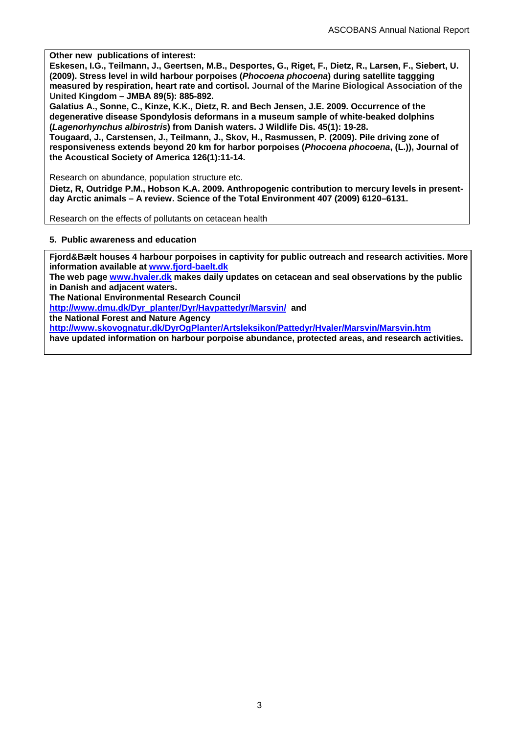**Other new publications of interest:**

**Eskesen, I.G., Teilmann, J., Geertsen, M.B., Desportes, G., Riget, F., Dietz, R., Larsen, F., Siebert, U. (2009). Stress level in wild harbour porpoises (*Phocoena phocoena*) during satellite taggging measured by respiration, heart rate and cortisol. Journal of the Marine Biological Association of the United Kingdom – JMBA 89(5): 885-892.**

**Galatius A., Sonne, C., Kinze, K.K., Dietz, R. and Bech Jensen, J.E. 2009. Occurrence of the degenerative disease Spondylosis deformans in a museum sample of white-beaked dolphins (*Lagenorhynchus albirostris*) from Danish waters. J Wildlife Dis. 45(1): 19-28.**

**Tougaard, J., Carstensen, J., Teilmann, J., Skov, H., Rasmussen, P. (2009). Pile driving zone of responsiveness extends beyond 20 km for harbor porpoises (*Phocoena phocoena*, (L.)), Journal of the Acoustical Society of America 126(1):11-14.**

Research on abundance, population structure etc.

**Dietz, R, Outridge P.M., Hobson K.A. 2009. Anthropogenic contribution to mercury levels in present-day Arctic animals – A review. Science of the Total Environment 407 (2009) 6120–6131.**

Research on the effects of pollutants on cetacean health

## 5. Public awareness and education

**Fjord&Bælt houses 4 harbour porpoises in captivity for public outreach and research activities. More information available at [www.fjord-baelt.dk](http://www.fjord-baelt.dk)**

**The web page [www.hvaler.dk](http://www.hvaler.dk) makes daily updates on cetacean and seal observations by the public in Danish and adjacent waters.**

**The National Environmental Research Council**

**[http://www.dmu.dk/Dyr_planter/Dyr/Havpattedyr/Marsvin/](http://www.dmu.dk/Dyr_planter/Dyr/Havpattedyr/Marsvin/) and**

**the National Forest and Nature Agency**

**[http://www.skovognatur.dk/DyrOgPlanter/Artsleksikon/Pattedyr/Hvaler/Marsvin/Marsvin.htm](http://www.skovognatur.dk/DyrOgPlanter/Artsleksikon/Pattedyr/Hvaler/Marsvin/Marsvin.htm)**

**have updated information on harbour porpoise abundance, protected areas, and research activities.**